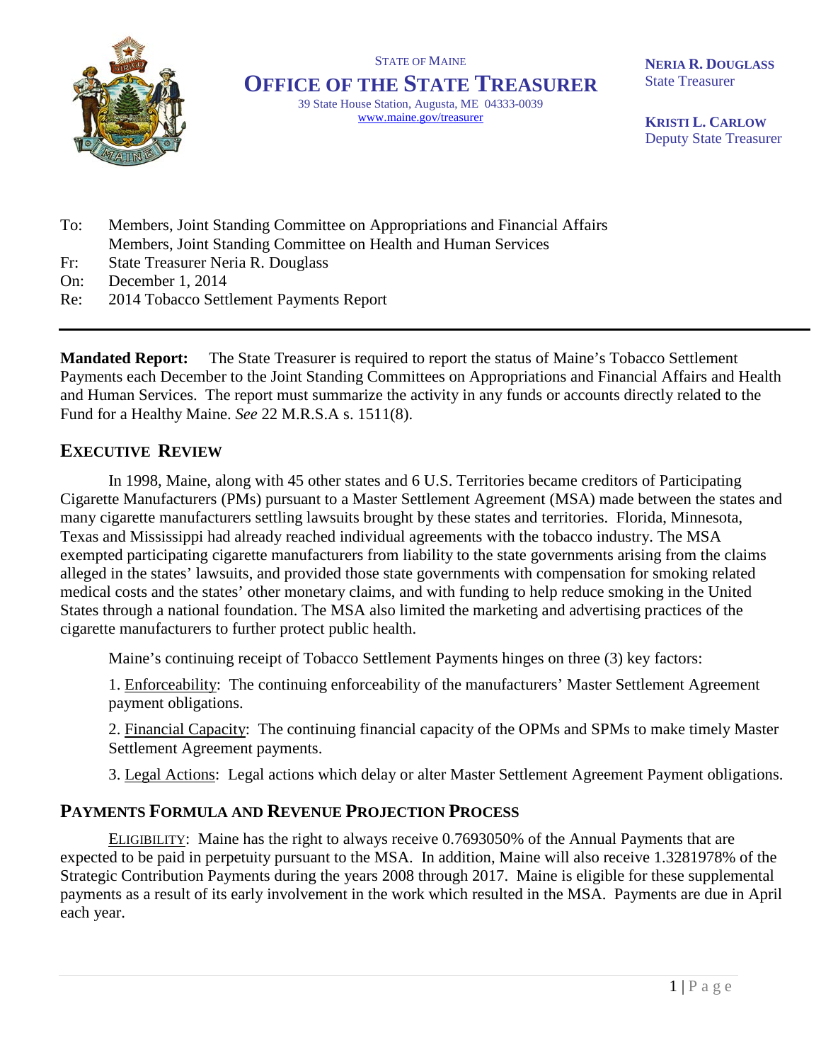STATE OF MAINE

# OFFICE OF THE STATE TREASURER

39 State House Station, Augusta, ME 04333-0039
www.maine.gov/treasurer

**NERIA R. DOUGLASS**
State Treasurer

**KRISTI L. CARLOW**
Deputy State Treasurer

To: Members, Joint Standing Committee on Appropriations and Financial Affairs
Members, Joint Standing Committee on Health and Human Services
Fr: State Treasurer Neria R. Douglass
On: December 1, 2014
Re: 2014 Tobacco Settlement Payments Report

---

**Mandated Report:** The State Treasurer is required to report the status of Maine's Tobacco Settlement Payments each December to the Joint Standing Committees on Appropriations and Financial Affairs and Health and Human Services. The report must summarize the activity in any funds or accounts directly related to the Fund for a Healthy Maine. *See* 22 M.R.S.A s. 1511(8).

## EXECUTIVE REVIEW

In 1998, Maine, along with 45 other states and 6 U.S. Territories became creditors of Participating Cigarette Manufacturers (PMs) pursuant to a Master Settlement Agreement (MSA) made between the states and many cigarette manufacturers settling lawsuits brought by these states and territories. Florida, Minnesota, Texas and Mississippi had already reached individual agreements with the tobacco industry. The MSA exempted participating cigarette manufacturers from liability to the state governments arising from the claims alleged in the states' lawsuits, and provided those state governments with compensation for smoking related medical costs and the states' other monetary claims, and with funding to help reduce smoking in the United States through a national foundation. The MSA also limited the marketing and advertising practices of the cigarette manufacturers to further protect public health.

Maine's continuing receipt of Tobacco Settlement Payments hinges on three (3) key factors:

1. Enforceability: The continuing enforceability of the manufacturers' Master Settlement Agreement payment obligations.

2. Financial Capacity: The continuing financial capacity of the OPMs and SPMs to make timely Master Settlement Agreement payments.

3. Legal Actions: Legal actions which delay or alter Master Settlement Agreement Payment obligations.

## PAYMENTS FORMULA AND REVENUE PROJECTION PROCESS

ELIGIBILITY: Maine has the right to always receive 0.7693050% of the Annual Payments that are expected to be paid in perpetuity pursuant to the MSA. In addition, Maine will also receive 1.3281978% of the Strategic Contribution Payments during the years 2008 through 2017. Maine is eligible for these supplemental payments as a result of its early involvement in the work which resulted in the MSA. Payments are due in April each year.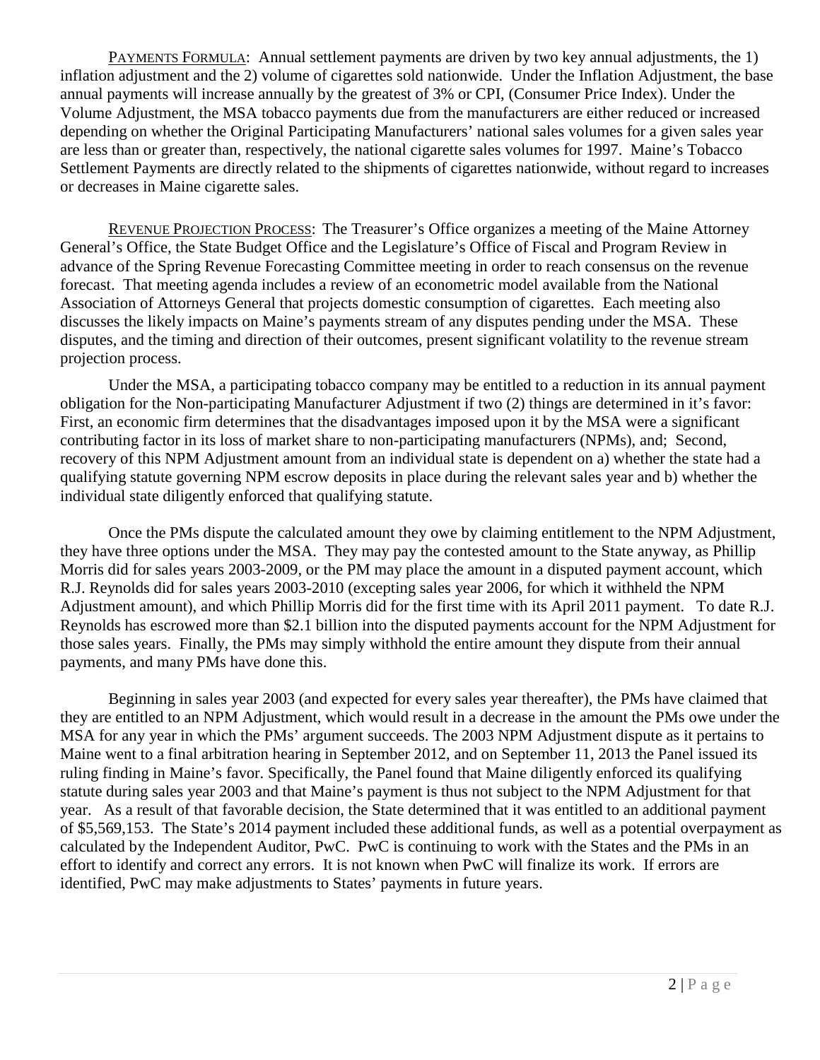PAYMENTS FORMULA: Annual settlement payments are driven by two key annual adjustments, the 1) inflation adjustment and the 2) volume of cigarettes sold nationwide. Under the Inflation Adjustment, the base annual payments will increase annually by the greatest of 3% or CPI, (Consumer Price Index). Under the Volume Adjustment, the MSA tobacco payments due from the manufacturers are either reduced or increased depending on whether the Original Participating Manufacturers' national sales volumes for a given sales year are less than or greater than, respectively, the national cigarette sales volumes for 1997. Maine's Tobacco Settlement Payments are directly related to the shipments of cigarettes nationwide, without regard to increases or decreases in Maine cigarette sales.

REVENUE PROJECTION PROCESS: The Treasurer's Office organizes a meeting of the Maine Attorney General's Office, the State Budget Office and the Legislature's Office of Fiscal and Program Review in advance of the Spring Revenue Forecasting Committee meeting in order to reach consensus on the revenue forecast. That meeting agenda includes a review of an econometric model available from the National Association of Attorneys General that projects domestic consumption of cigarettes. Each meeting also discusses the likely impacts on Maine's payments stream of any disputes pending under the MSA. These disputes, and the timing and direction of their outcomes, present significant volatility to the revenue stream projection process.

Under the MSA, a participating tobacco company may be entitled to a reduction in its annual payment obligation for the Non-participating Manufacturer Adjustment if two (2) things are determined in it's favor: First, an economic firm determines that the disadvantages imposed upon it by the MSA were a significant contributing factor in its loss of market share to non-participating manufacturers (NPMs), and; Second, recovery of this NPM Adjustment amount from an individual state is dependent on a) whether the state had a qualifying statute governing NPM escrow deposits in place during the relevant sales year and b) whether the individual state diligently enforced that qualifying statute.

Once the PMs dispute the calculated amount they owe by claiming entitlement to the NPM Adjustment, they have three options under the MSA. They may pay the contested amount to the State anyway, as Phillip Morris did for sales years 2003-2009, or the PM may place the amount in a disputed payment account, which R.J. Reynolds did for sales years 2003-2010 (excepting sales year 2006, for which it withheld the NPM Adjustment amount), and which Phillip Morris did for the first time with its April 2011 payment. To date R.J. Reynolds has escrowed more than $2.1 billion into the disputed payments account for the NPM Adjustment for those sales years. Finally, the PMs may simply withhold the entire amount they dispute from their annual payments, and many PMs have done this.

Beginning in sales year 2003 (and expected for every sales year thereafter), the PMs have claimed that they are entitled to an NPM Adjustment, which would result in a decrease in the amount the PMs owe under the MSA for any year in which the PMs' argument succeeds. The 2003 NPM Adjustment dispute as it pertains to Maine went to a final arbitration hearing in September 2012, and on September 11, 2013 the Panel issued its ruling finding in Maine's favor. Specifically, the Panel found that Maine diligently enforced its qualifying statute during sales year 2003 and that Maine's payment is thus not subject to the NPM Adjustment for that year. As a result of that favorable decision, the State determined that it was entitled to an additional payment of $5,569,153. The State's 2014 payment included these additional funds, as well as a potential overpayment as calculated by the Independent Auditor, PwC. PwC is continuing to work with the States and the PMs in an effort to identify and correct any errors. It is not known when PwC will finalize its work. If errors are identified, PwC may make adjustments to States' payments in future years.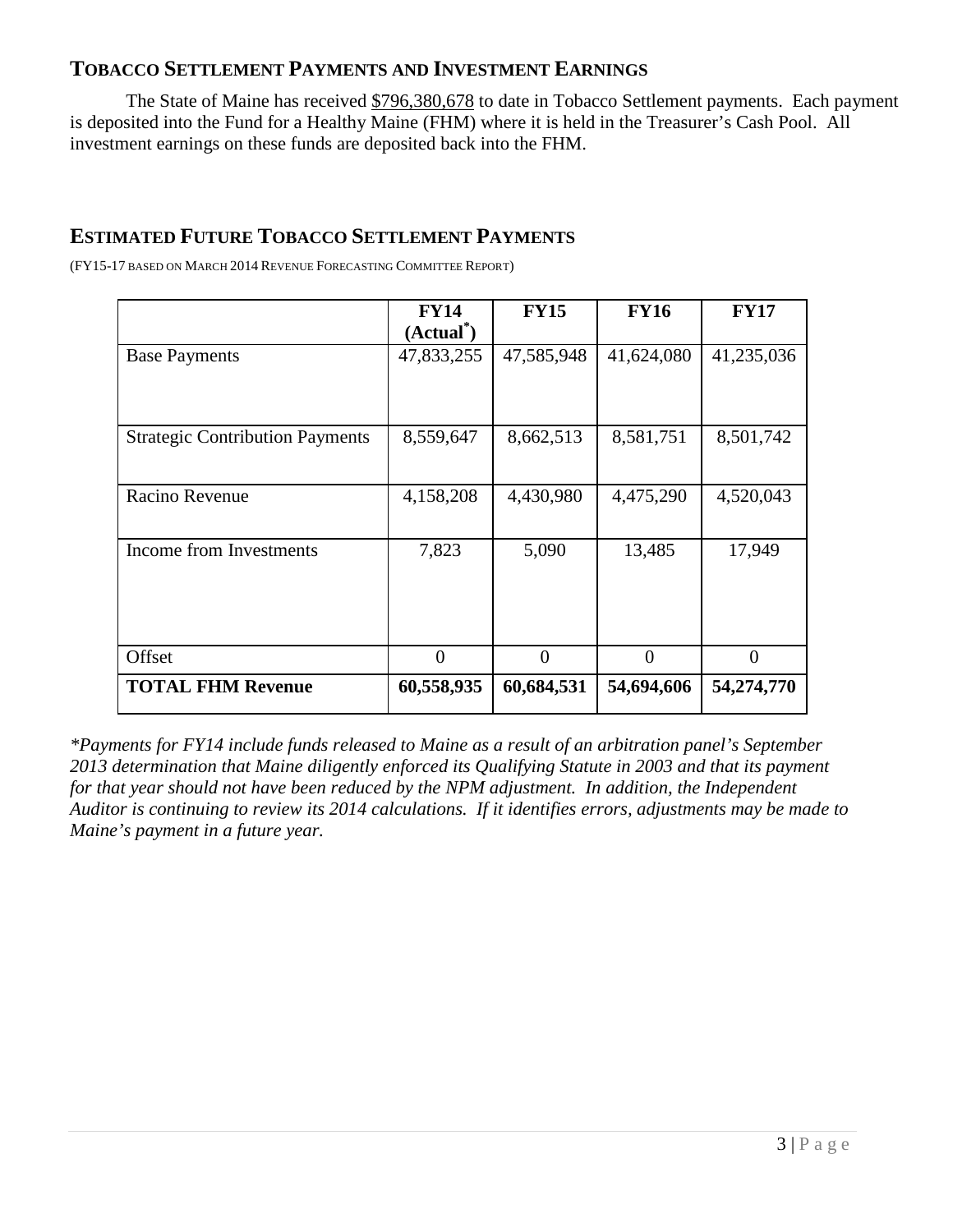## TOBACCO SETTLEMENT PAYMENTS AND INVESTMENT EARNINGS

The State of Maine has received $796,380,678 to date in Tobacco Settlement payments. Each payment is deposited into the Fund for a Healthy Maine (FHM) where it is held in the Treasurer's Cash Pool. All investment earnings on these funds are deposited back into the FHM.

## ESTIMATED FUTURE TOBACCO SETTLEMENT PAYMENTS

(FY15-17 BASED ON MARCH 2014 REVENUE FORECASTING COMMITTEE REPORT)

| | FY14 (Actual*) | FY15 | FY16 | FY17 |
|---|---|---|---|---|
| Base Payments | 47,833,255 | 47,585,948 | 41,624,080 | 41,235,036 |
| Strategic Contribution Payments | 8,559,647 | 8,662,513 | 8,581,751 | 8,501,742 |
| Racino Revenue | 4,158,208 | 4,430,980 | 4,475,290 | 4,520,043 |
| Income from Investments | 7,823 | 5,090 | 13,485 | 17,949 |
| Offset | 0 | 0 | 0 | 0 |
| **TOTAL FHM Revenue** | **60,558,935** | **60,684,531** | **54,694,606** | **54,274,770** |

*\*Payments for FY14 include funds released to Maine as a result of an arbitration panel's September 2013 determination that Maine diligently enforced its Qualifying Statute in 2003 and that its payment for that year should not have been reduced by the NPM adjustment. In addition, the Independent Auditor is continuing to review its 2014 calculations. If it identifies errors, adjustments may be made to Maine's payment in a future year.*